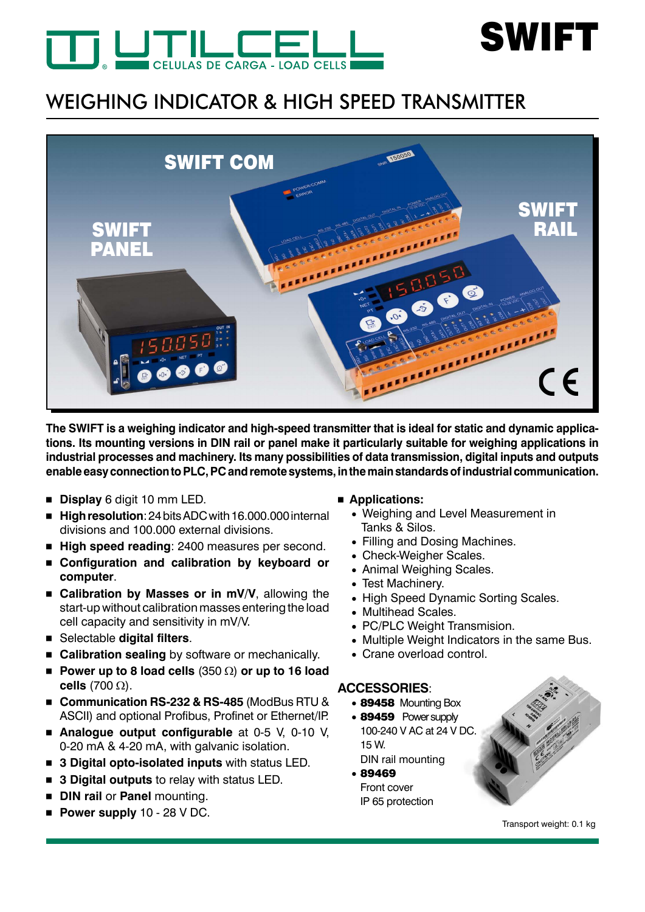# SWIFT

## WEIGHING INDICATOR & HIGH SPEED TRANSMITTER

**The SWIFT is a weighing indicator and high-speed transmitter that is ideal for static and dynamic applications. Its mounting versions in DIN rail or panel make it particularly suitable for weighing applications in industrial processes and machinery. Its many possibilities of data transmission, digital inputs and outputs enable easy connection to PLC, PC and remote systems, in the main standards of industrial communication.**

- **Display** 6 digit 10 mm LED.
- **High resolution**: 24 bits ADC with 16.000.000 internal divisions and 100.000 external divisions.
- **High speed reading**: 2400 measures per second.
- **Configuration and calibration by keyboard or computer**.
- **Calibration by Masses or in mV/V**, allowing the start-up without calibration masses entering the load cell capacity and sensitivity in mV/V.
- Selectable **digital filters**.
- **Calibration sealing** by software or mechanically.
- **Power up to 8 load cells** (350 Ω) **or up to 16 load cells** (700 Ω).
- **Communication RS-232 & RS-485** (ModBus RTU & ASCII) and optional Profibus, Profinet or Ethernet/IP.
- **Analogue output configurable** at 0-5 V, 0-10 V, 0-20 mA & 4-20 mA, with galvanic isolation.
- **3 Digital opto-isolated inputs** with status LED.
- **3 Digital outputs** to relay with status LED.
- **DIN rail** or **Panel** mounting.
- **Power supply** 10 - 28 V DC.

- **Applications:**
  - Weighing and Level Measurement in Tanks & Silos.
  - Filling and Dosing Machines.
  - Check-Weigher Scales.
  - Animal Weighing Scales.
  - Test Machinery.
  - High Speed Dynamic Sorting Scales.
  - Multihead Scales.
  - PC/PLC Weight Transmision.
  - Multiple Weight Indicators in the same Bus.
  - Crane overload control.

**ACCESSORIES**:

- **89458** Mounting Box
- **89459** Power supply 100-240 V AC at 24 V DC. 15 W. DIN rail mounting
- **89469** Front cover IP 65 protection

Transport weight: 0.1 kg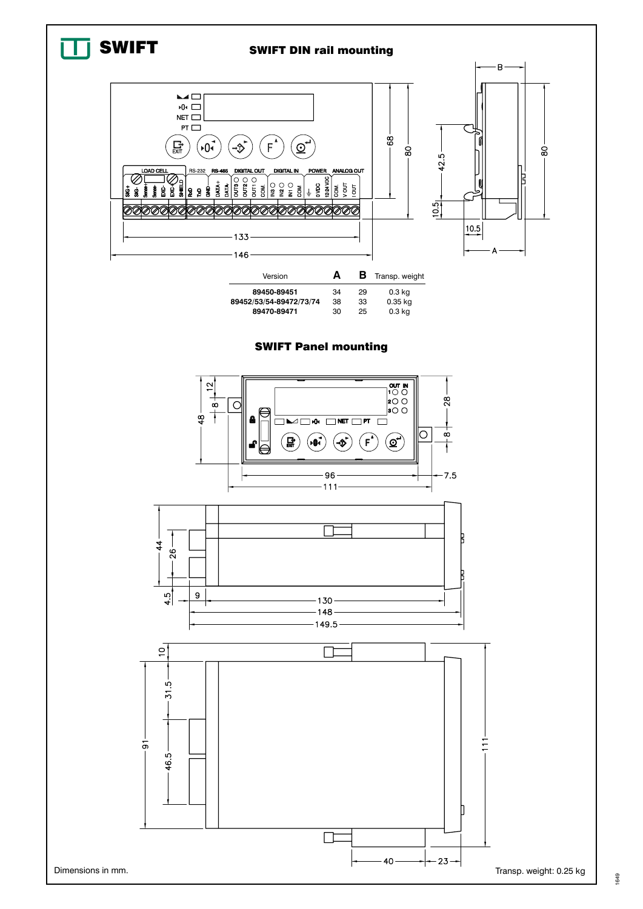# SWIFT

## SWIFT DIN rail mounting

| Version | A | B | Transp. weight |
|---|---|---|---|
| 89450-89451 | 34 | 29 | 0.3 kg |
| 89452/53/54-89472/73/74 | 38 | 33 | 0.35 kg |
| 89470-89471 | 30 | 25 | 0.3 kg |

## SWIFT Panel mounting

Dimensions in mm.

Transp. weight: 0.25 kg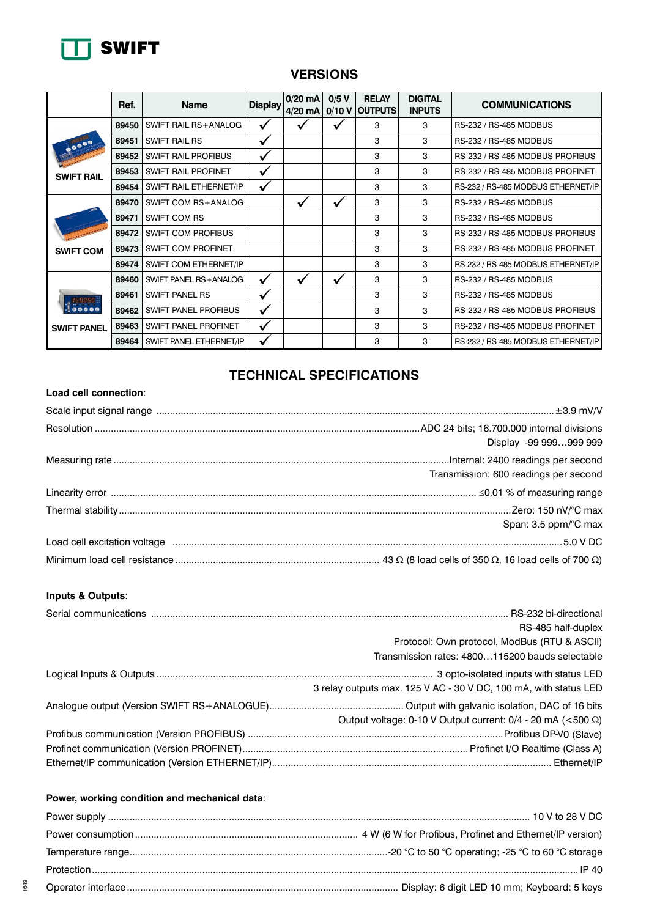# SWIFT

## VERSIONS

| | Ref. | Name | Display | 0/20 mA 4/20 mA | 0/5 V 0/10 V | RELAY OUTPUTS | DIGITAL INPUTS | COMMUNICATIONS |
|---|---|---|---|---|---|---|---|---|
| SWIFT RAIL | 89450 | SWIFT RAIL RS+ANALOG | ✓ | ✓ | ✓ | 3 | 3 | RS-232 / RS-485 MODBUS |
| | 89451 | SWIFT RAIL RS | ✓ | | | 3 | 3 | RS-232 / RS-485 MODBUS |
| | 89452 | SWIFT RAIL PROFIBUS | ✓ | | | 3 | 3 | RS-232 / RS-485 MODBUS PROFIBUS |
| | 89453 | SWIFT RAIL PROFINET | ✓ | | | 3 | 3 | RS-232 / RS-485 MODBUS PROFINET |
| | 89454 | SWIFT RAIL ETHERNET/IP | ✓ | | | 3 | 3 | RS-232 / RS-485 MODBUS ETHERNET/IP |
| SWIFT COM | 89470 | SWIFT COM RS+ANALOG | | ✓ | ✓ | 3 | 3 | RS-232 / RS-485 MODBUS |
| | 89471 | SWIFT COM RS | | | | 3 | 3 | RS-232 / RS-485 MODBUS |
| | 89472 | SWIFT COM PROFIBUS | | | | 3 | 3 | RS-232 / RS-485 MODBUS PROFIBUS |
| | 89473 | SWIFT COM PROFINET | | | | 3 | 3 | RS-232 / RS-485 MODBUS PROFINET |
| | 89474 | SWIFT COM ETHERNET/IP | | | | 3 | 3 | RS-232 / RS-485 MODBUS ETHERNET/IP |
| SWIFT PANEL | 89460 | SWIFT PANEL RS+ANALOG | ✓ | ✓ | ✓ | 3 | 3 | RS-232 / RS-485 MODBUS |
| | 89461 | SWIFT PANEL RS | ✓ | | | 3 | 3 | RS-232 / RS-485 MODBUS |
| | 89462 | SWIFT PANEL PROFIBUS | ✓ | | | 3 | 3 | RS-232 / RS-485 MODBUS PROFIBUS |
| | 89463 | SWIFT PANEL PROFINET | ✓ | | | 3 | 3 | RS-232 / RS-485 MODBUS PROFINET |
| | 89464 | SWIFT PANEL ETHERNET/IP | ✓ | | | 3 | 3 | RS-232 / RS-485 MODBUS ETHERNET/IP |

## TECHNICAL SPECIFICATIONS

**Load cell connection**:

Scale input signal range ........ ±3.9 mV/V

Resolution ........ ADC 24 bits; 16.700.000 internal divisions
Display -99 999…999 999

Measuring rate ........ Internal: 2400 readings per second
Transmission: 600 readings per second

Linearity error ........ ≤0.01 % of measuring range

Thermal stability ........ Zero: 150 nV/°C max
Span: 3.5 ppm/°C max

Load cell excitation voltage ........ 5.0 V DC

Minimum load cell resistance ........ 43 Ω (8 load cells of 350 Ω, 16 load cells of 700 Ω)

**Inputs & Outputs**:

Serial communications ........ RS-232 bi-directional
RS-485 half-duplex
Protocol: Own protocol, ModBus (RTU & ASCII)
Transmission rates: 4800…115200 bauds selectable

Logical Inputs & Outputs ........ 3 opto-isolated inputs with status LED
3 relay outputs max. 125 V AC - 30 V DC, 100 mA, with status LED

Analogue output (Version SWIFT RS+ANALOGUE) ........ Output with galvanic isolation, DAC of 16 bits
Output voltage: 0-10 V Output current: 0/4 - 20 mA (<500 Ω)

Profibus communication (Version PROFIBUS) ........ Profibus DP-V0 (Slave)

Profinet communication (Version PROFINET) ........ Profinet I/O Realtime (Class A)

Ethernet/IP communication (Version ETHERNET/IP) ........ Ethernet/IP

**Power, working condition and mechanical data**:

Power supply ........ 10 V to 28 V DC

Power consumption ........ 4 W (6 W for Profibus, Profinet and Ethernet/IP version)

Temperature range ........ -20 °C to 50 °C operating; -25 °C to 60 °C storage

Protection ........ IP 40

Operator interface ........ Display: 6 digit LED 10 mm; Keyboard: 5 keys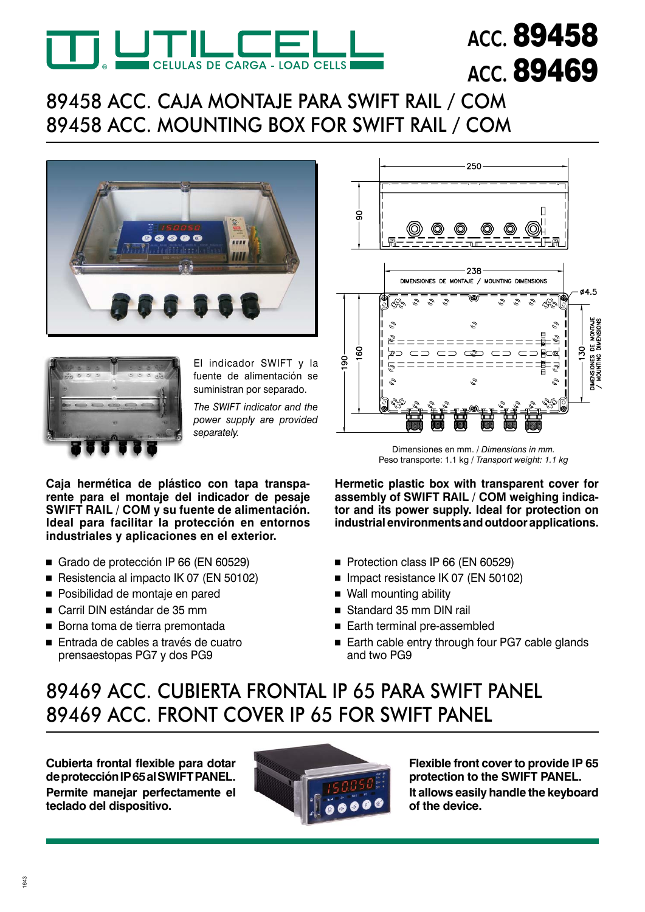# ACC. 89458
# ACC. 89469

UTILCELL
CELULAS DE CARGA - LOAD CELLS

## 89458 ACC. CAJA MONTAJE PARA SWIFT RAIL / COM
## 89458 ACC. MOUNTING BOX FOR SWIFT RAIL / COM

El indicador SWIFT y la fuente de alimentación se suministran por separado.

*The SWIFT indicator and the power supply are provided separately.*

250

90

238

DIMENSIONES DE MONTAJE / MOUNTING DIMENSIONS

ø4.5

190

160

130

DIMENSIONES DE MONTAJE / MOUNTING DIMENSIONS

Dimensiones en mm. / *Dimensions in mm.*
Peso transporte: 1.1 kg / *Transport weight: 1.1 kg*

**Caja hermética de plástico con tapa transparente para el montaje del indicador de pesaje SWIFT RAIL / COM y su fuente de alimentación. Ideal para facilitar la protección en entornos industriales y aplicaciones en el exterior.**

- Grado de protección IP 66 (EN 60529)
- Resistencia al impacto IK 07 (EN 50102)
- Posibilidad de montaje en pared
- Carril DIN estándar de 35 mm
- Borna toma de tierra premontada
- Entrada de cables a través de cuatro prensaestopas PG7 y dos PG9

**Hermetic plastic box with transparent cover for assembly of SWIFT RAIL / COM weighing indicator and its power supply. Ideal for protection on industrial environments and outdoor applications.**

- Protection class IP 66 (EN 60529)
- Impact resistance IK 07 (EN 50102)
- Wall mounting ability
- Standard 35 mm DIN rail
- Earth terminal pre-assembled
- Earth cable entry through four PG7 cable glands and two PG9

## 89469 ACC. CUBIERTA FRONTAL IP 65 PARA SWIFT PANEL
## 89469 ACC. FRONT COVER IP 65 FOR SWIFT PANEL

**Cubierta frontal flexible para dotar de protección IP 65 al SWIFT PANEL.**

**Permite manejar perfectamente el teclado del dispositivo.**

**Flexible front cover to provide IP 65 protection to the SWIFT PANEL.**

**It allows easily handle the keyboard of the device.**